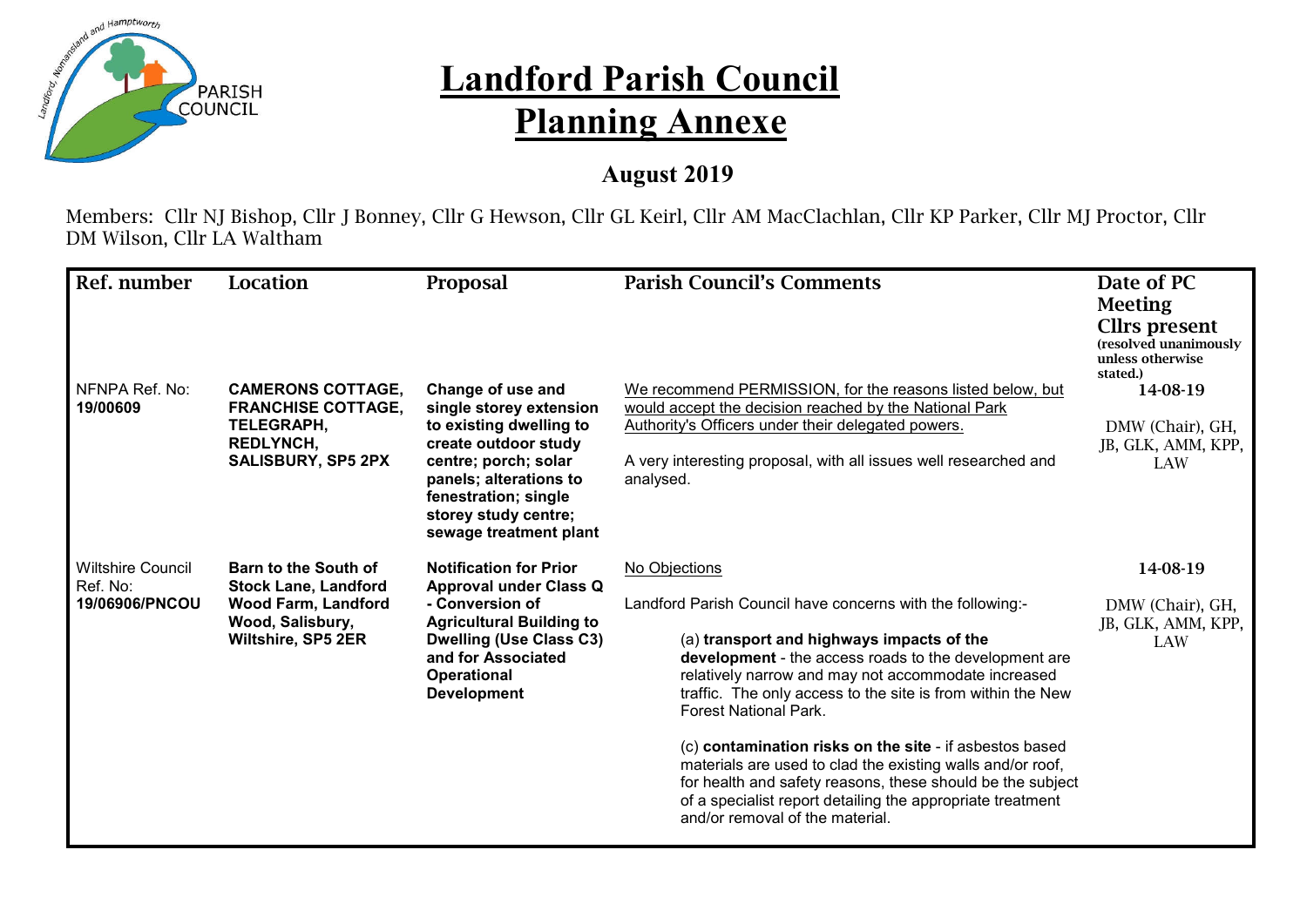# Landford Parish Council

# Planning Annexe

## August 2019

Members: Cllr NJ Bishop, Cllr J Bonney, Cllr G Hewson, Cllr GL Keirl, Cllr AM MacClachlan, Cllr KP Parker, Cllr MJ Proctor, Cllr DM Wilson, Cllr LA Waltham

| Ref. number | Location | Proposal | Parish Council's Comments | Date of PC Meeting Cllrs present (resolved unanimously unless otherwise stated.) |
|---|---|---|---|---|
| NFNPA Ref. No: **19/00609** | **CAMERONS COTTAGE, FRANCHISE COTTAGE, TELEGRAPH, REDLYNCH, SALISBURY, SP5 2PX** | **Change of use and single storey extension to existing dwelling to create outdoor study centre; porch; solar panels; alterations to fenestration; single storey study centre; sewage treatment plant** | We recommend PERMISSION, for the reasons listed below, but would accept the decision reached by the National Park Authority's Officers under their delegated powers.<br><br>A very interesting proposal, with all issues well researched and analysed. | **14-08-19**<br><br>DMW (Chair), GH, JB, GLK, AMM, KPP, LAW |
| Wiltshire Council Ref. No: **19/06906/PNCOU** | **Barn to the South of Stock Lane, Landford Wood Farm, Landford Wood, Salisbury, Wiltshire, SP5 2ER** | **Notification for Prior Approval under Class Q - Conversion of Agricultural Building to Dwelling (Use Class C3) and for Associated Operational Development** | No Objections<br><br>Landford Parish Council have concerns with the following:-<br><br>(a) **transport and highways impacts of the development** - the access roads to the development are relatively narrow and may not accommodate increased traffic. The only access to the site is from within the New Forest National Park.<br><br>(c) **contamination risks on the site** - if asbestos based materials are used to clad the existing walls and/or roof, for health and safety reasons, these should be the subject of a specialist report detailing the appropriate treatment and/or removal of the material. | **14-08-19**<br><br>DMW (Chair), GH, JB, GLK, AMM, KPP, LAW |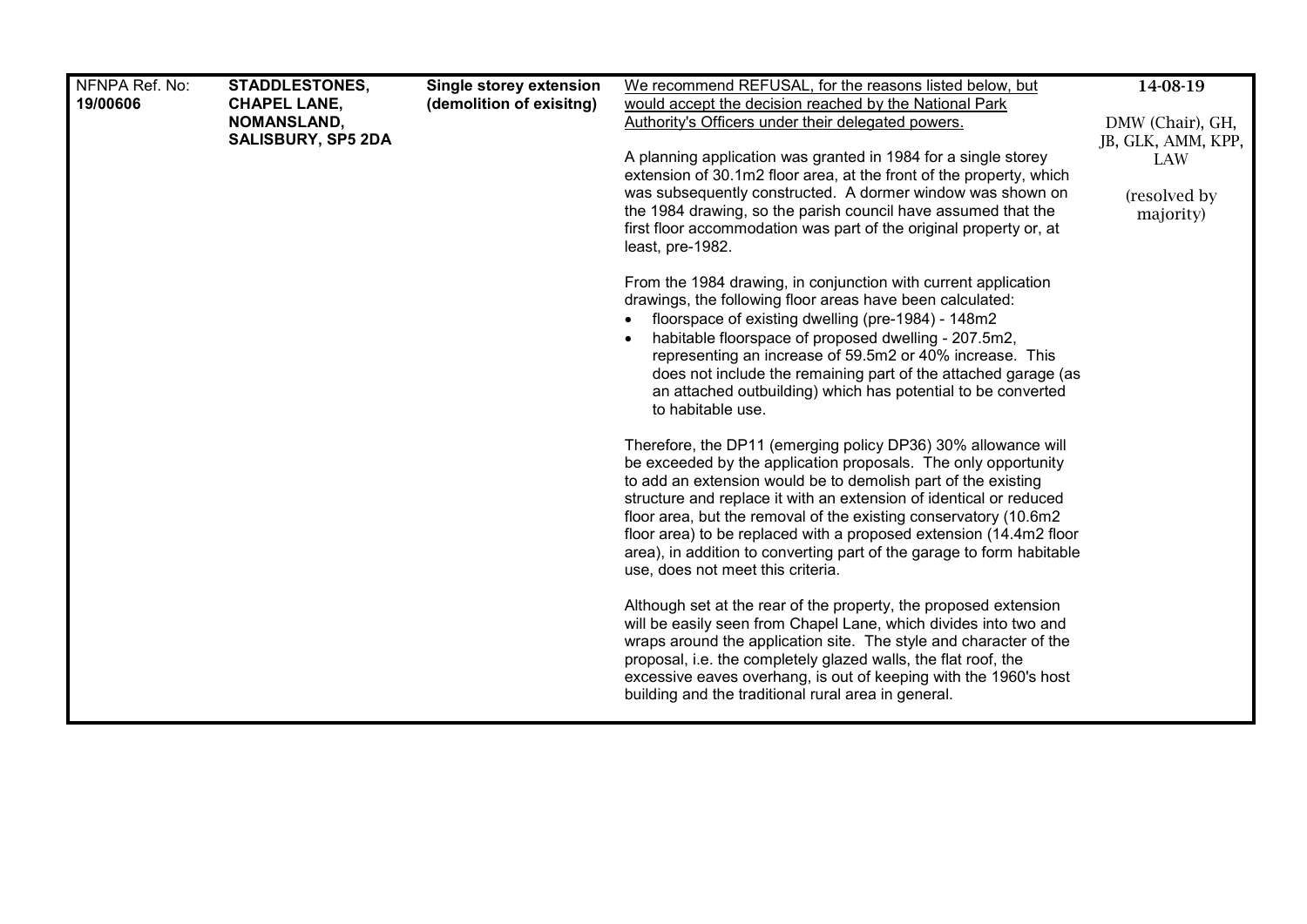| | | | | |
|---|---|---|---|---|
| NFNPA Ref. No: **19/00606** | **STADDLESTONES, CHAPEL LANE, NOMANSLAND, SALISBURY, SP5 2DA** | **Single storey extension (demolition of exisitng)** | <u>We recommend REFUSAL, for the reasons listed below, but would accept the decision reached by the National Park Authority's Officers under their delegated powers.</u><br><br>A planning application was granted in 1984 for a single storey extension of 30.1m2 floor area, at the front of the property, which was subsequently constructed. A dormer window was shown on the 1984 drawing, so the parish council have assumed that the first floor accommodation was part of the original property or, at least, pre-1982.<br><br>From the 1984 drawing, in conjunction with current application drawings, the following floor areas have been calculated:<br>• floorspace of existing dwelling (pre-1984) - 148m2<br>• habitable floorspace of proposed dwelling - 207.5m2, representing an increase of 59.5m2 or 40% increase. This does not include the remaining part of the attached garage (as an attached outbuilding) which has potential to be converted to habitable use.<br><br>Therefore, the DP11 (emerging policy DP36) 30% allowance will be exceeded by the application proposals. The only opportunity to add an extension would be to demolish part of the existing structure and replace it with an extension of identical or reduced floor area, but the removal of the existing conservatory (10.6m2 floor area) to be replaced with a proposed extension (14.4m2 floor area), in addition to converting part of the garage to form habitable use, does not meet this criteria.<br><br>Although set at the rear of the property, the proposed extension will be easily seen from Chapel Lane, which divides into two and wraps around the application site. The style and character of the proposal, i.e. the completely glazed walls, the flat roof, the excessive eaves overhang, is out of keeping with the 1960's host building and the traditional rural area in general. | **14-08-19**<br><br>DMW (Chair), GH, JB, GLK, AMM, KPP, LAW<br><br>(resolved by majority) |